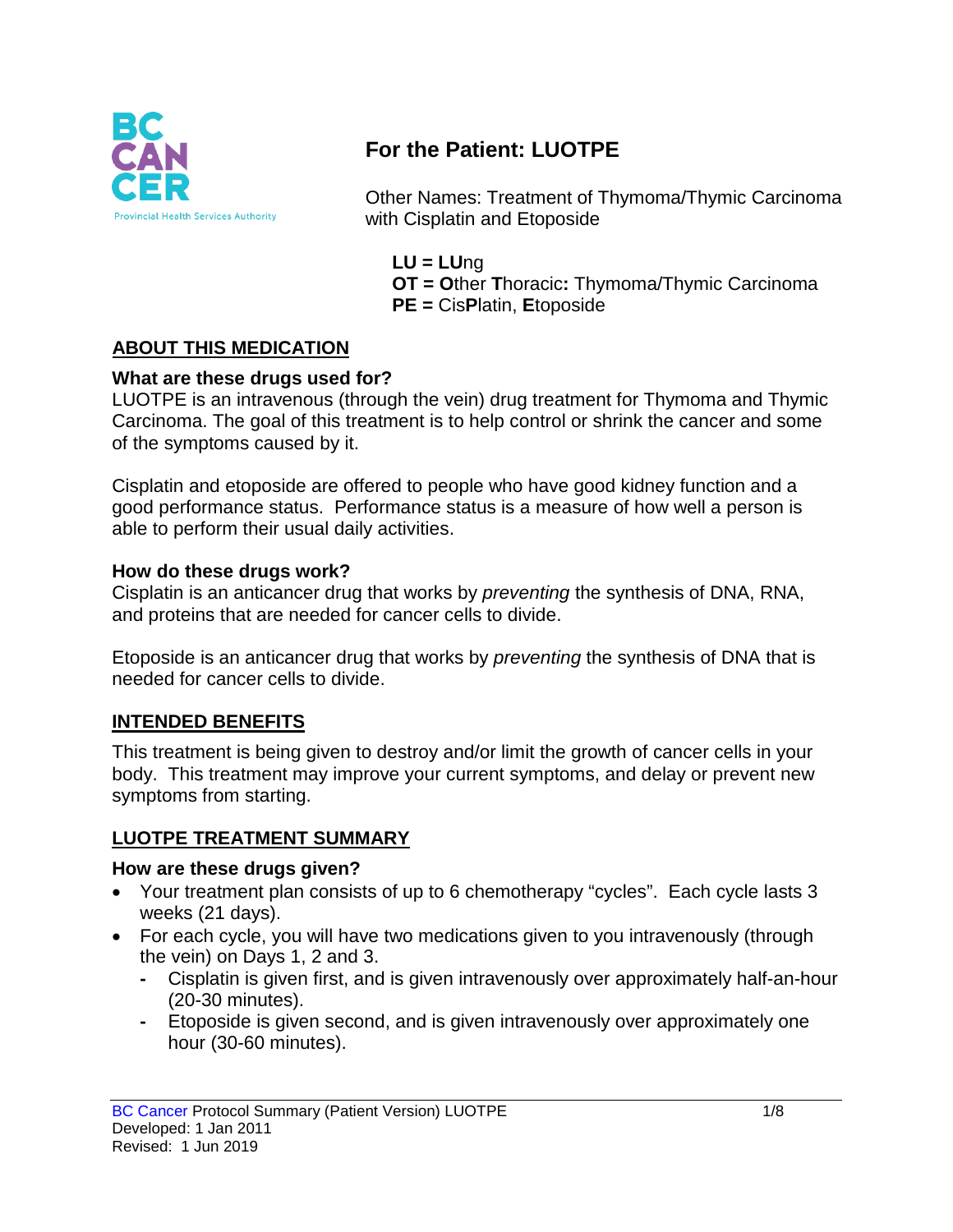# For the Patient: LUOTPE

Other Names: Treatment of Thymoma/Thymic Carcinoma with Cisplatin and Etoposide

**LU = LU**ng
**OT = O**ther **T**horacic**:** Thymoma/Thymic Carcinoma
**PE =** Cis**P**latin, **E**toposide

## ABOUT THIS MEDICATION

### What are these drugs used for?

LUOTPE is an intravenous (through the vein) drug treatment for Thymoma and Thymic Carcinoma. The goal of this treatment is to help control or shrink the cancer and some of the symptoms caused by it.

Cisplatin and etoposide are offered to people who have good kidney function and a good performance status. Performance status is a measure of how well a person is able to perform their usual daily activities.

### How do these drugs work?

Cisplatin is an anticancer drug that works by *preventing* the synthesis of DNA, RNA, and proteins that are needed for cancer cells to divide.

Etoposide is an anticancer drug that works by *preventing* the synthesis of DNA that is needed for cancer cells to divide.

## INTENDED BENEFITS

This treatment is being given to destroy and/or limit the growth of cancer cells in your body. This treatment may improve your current symptoms, and delay or prevent new symptoms from starting.

## LUOTPE TREATMENT SUMMARY

### How are these drugs given?

- Your treatment plan consists of up to 6 chemotherapy "cycles". Each cycle lasts 3 weeks (21 days).
- For each cycle, you will have two medications given to you intravenously (through the vein) on Days 1, 2 and 3.
  - Cisplatin is given first, and is given intravenously over approximately half-an-hour (20-30 minutes).
  - Etoposide is given second, and is given intravenously over approximately one hour (30-60 minutes).

BC Cancer Protocol Summary (Patient Version) LUOTPE
Developed: 1 Jan 2011
Revised: 1 Jun 2019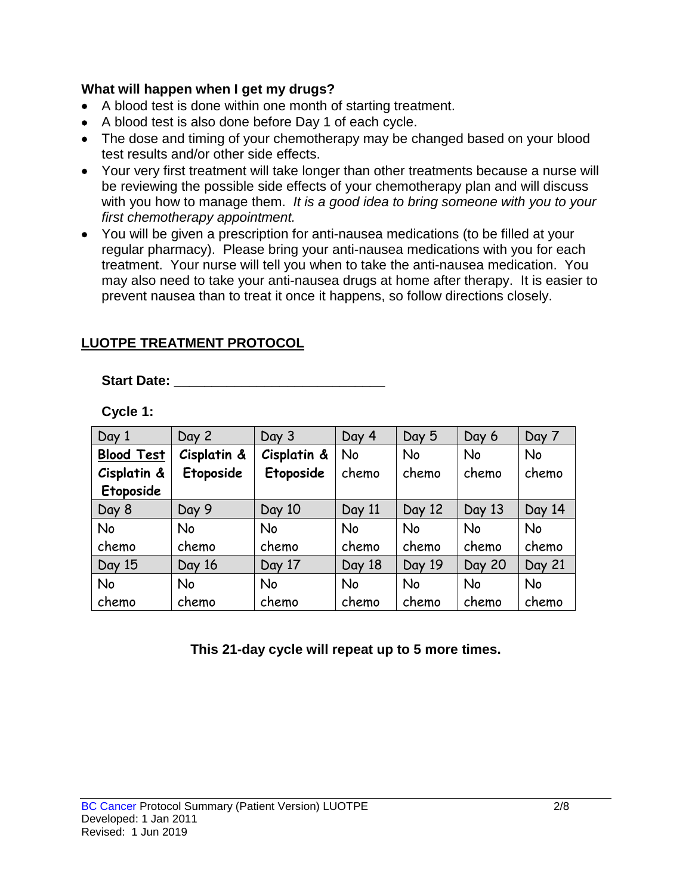**What will happen when I get my drugs?**

- A blood test is done within one month of starting treatment.
- A blood test is also done before Day 1 of each cycle.
- The dose and timing of your chemotherapy may be changed based on your blood test results and/or other side effects.
- Your very first treatment will take longer than other treatments because a nurse will be reviewing the possible side effects of your chemotherapy plan and will discuss with you how to manage them. *It is a good idea to bring someone with you to your first chemotherapy appointment.*
- You will be given a prescription for anti-nausea medications (to be filled at your regular pharmacy). Please bring your anti-nausea medications with you for each treatment. Your nurse will tell you when to take the anti-nausea medication. You may also need to take your anti-nausea drugs at home after therapy. It is easier to prevent nausea than to treat it once it happens, so follow directions closely.

## LUOTPE TREATMENT PROTOCOL

**Start Date: ____________________________**

**Cycle 1:**

| Day 1 | Day 2 | Day 3 | Day 4 | Day 5 | Day 6 | Day 7 |
|---|---|---|---|---|---|---|
| **Blood Test** **Cisplatin & Etoposide** | **Cisplatin & Etoposide** | **Cisplatin & Etoposide** | No chemo | No chemo | No chemo | No chemo |
| Day 8 | Day 9 | Day 10 | Day 11 | Day 12 | Day 13 | Day 14 |
| No chemo | No chemo | No chemo | No chemo | No chemo | No chemo | No chemo |
| Day 15 | Day 16 | Day 17 | Day 18 | Day 19 | Day 20 | Day 21 |
| No chemo | No chemo | No chemo | No chemo | No chemo | No chemo | No chemo |

**This 21-day cycle will repeat up to 5 more times.**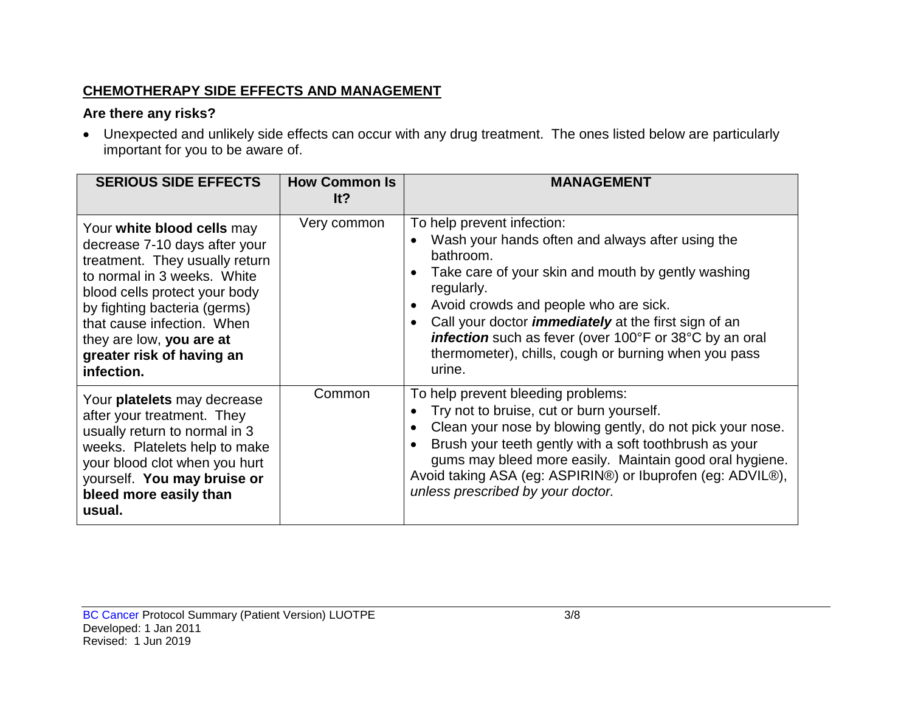**<u>CHEMOTHERAPY SIDE EFFECTS AND MANAGEMENT</u>**

**Are there any risks?**

- Unexpected and unlikely side effects can occur with any drug treatment. The ones listed below are particularly important for you to be aware of.

| SERIOUS SIDE EFFECTS | How Common Is It? | MANAGEMENT |
|---|---|---|
| Your **white blood cells** may decrease 7-10 days after your treatment. They usually return to normal in 3 weeks. White blood cells protect your body by fighting bacteria (germs) that cause infection. When they are low, **you are at greater risk of having an infection.** | Very common | To help prevent infection:<br>• Wash your hands often and always after using the bathroom.<br>• Take care of your skin and mouth by gently washing regularly.<br>• Avoid crowds and people who are sick.<br>• Call your doctor ***immediately*** at the first sign of an ***infection*** such as fever (over 100°F or 38°C by an oral thermometer), chills, cough or burning when you pass urine. |
| Your **platelets** may decrease after your treatment. They usually return to normal in 3 weeks. Platelets help to make your blood clot when you hurt yourself. **You may bruise or bleed more easily than usual.** | Common | To help prevent bleeding problems:<br>• Try not to bruise, cut or burn yourself.<br>• Clean your nose by blowing gently, do not pick your nose.<br>• Brush your teeth gently with a soft toothbrush as your gums may bleed more easily. Maintain good oral hygiene.<br>Avoid taking ASA (eg: ASPIRIN®) or Ibuprofen (eg: ADVIL®), *unless prescribed by your doctor.* |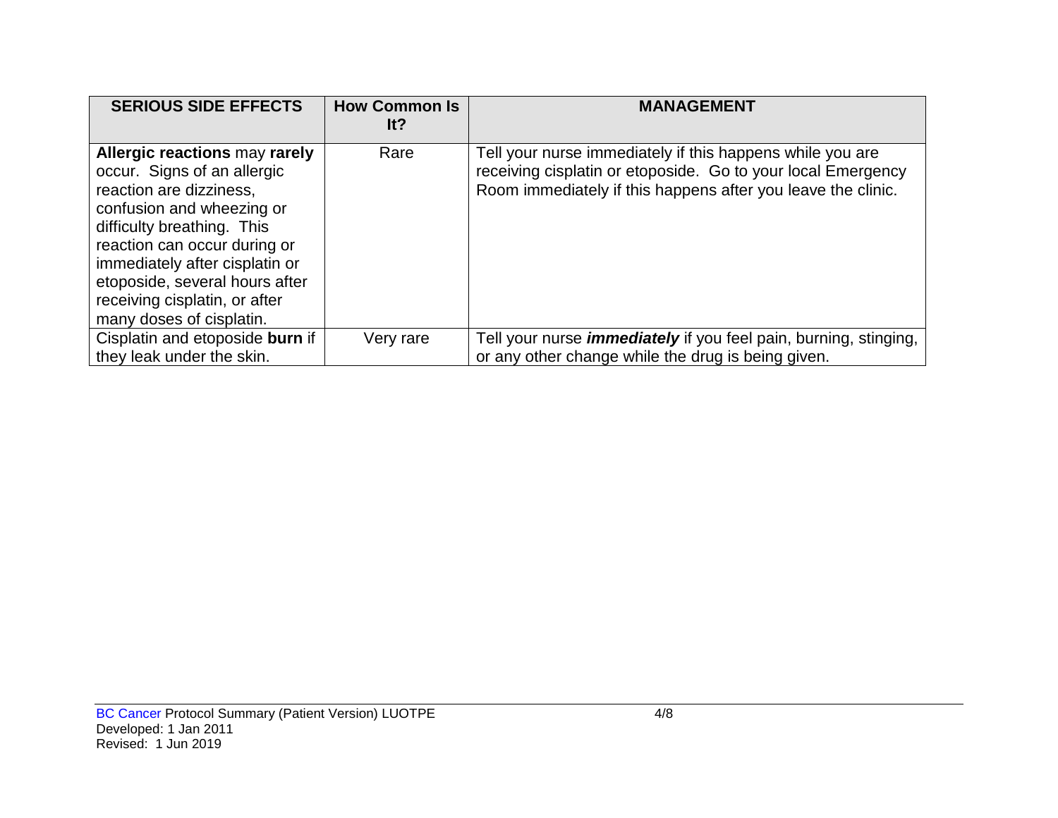| SERIOUS SIDE EFFECTS | How Common Is It? | MANAGEMENT |
|---|---|---|
| **Allergic reactions** may **rarely** occur. Signs of an allergic reaction are dizziness, confusion and wheezing or difficulty breathing. This reaction can occur during or immediately after cisplatin or etoposide, several hours after receiving cisplatin, or after many doses of cisplatin. | Rare | Tell your nurse immediately if this happens while you are receiving cisplatin or etoposide. Go to your local Emergency Room immediately if this happens after you leave the clinic. |
| Cisplatin and etoposide **burn** if they leak under the skin. | Very rare | Tell your nurse ***immediately*** if you feel pain, burning, stinging, or any other change while the drug is being given. |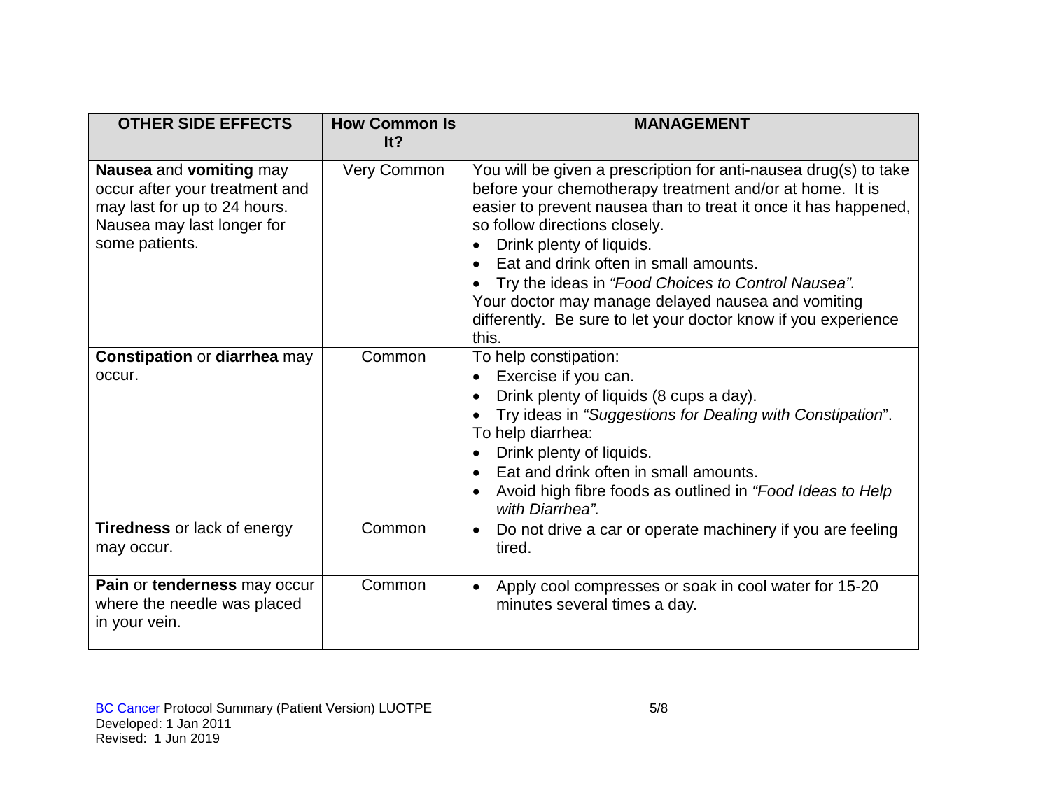| OTHER SIDE EFFECTS | How Common Is It? | MANAGEMENT |
|---|---|---|
| **Nausea** and **vomiting** may occur after your treatment and may last for up to 24 hours. Nausea may last longer for some patients. | Very Common | You will be given a prescription for anti-nausea drug(s) to take before your chemotherapy treatment and/or at home. It is easier to prevent nausea than to treat it once it has happened, so follow directions closely.<br>• Drink plenty of liquids.<br>• Eat and drink often in small amounts.<br>• Try the ideas in *"Food Choices to Control Nausea".*<br>Your doctor may manage delayed nausea and vomiting differently. Be sure to let your doctor know if you experience this. |
| **Constipation** or **diarrhea** may occur. | Common | To help constipation:<br>• Exercise if you can.<br>• Drink plenty of liquids (8 cups a day).<br>• Try ideas in *"Suggestions for Dealing with Constipation*".<br>To help diarrhea:<br>• Drink plenty of liquids.<br>• Eat and drink often in small amounts.<br>• Avoid high fibre foods as outlined in *"Food Ideas to Help with Diarrhea".* |
| **Tiredness** or lack of energy may occur. | Common | • Do not drive a car or operate machinery if you are feeling tired. |
| **Pain** or **tenderness** may occur where the needle was placed in your vein. | Common | • Apply cool compresses or soak in cool water for 15-20 minutes several times a day. |

BC Cancer Protocol Summary (Patient Version) LUOTPE
Developed: 1 Jan 2011
Revised: 1 Jun 2019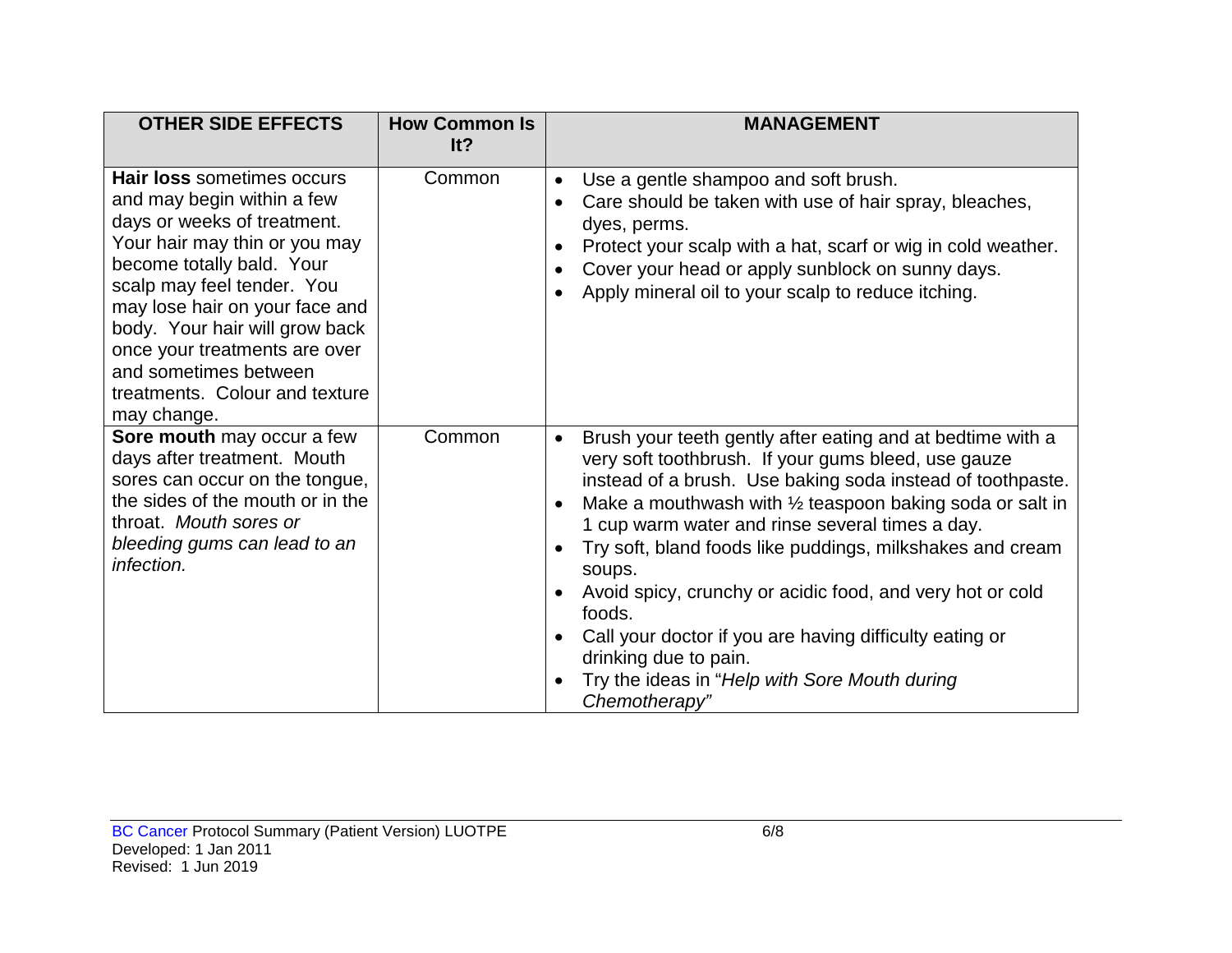| OTHER SIDE EFFECTS | How Common Is It? | MANAGEMENT |
|---|---|---|
| **Hair loss** sometimes occurs and may begin within a few days or weeks of treatment. Your hair may thin or you may become totally bald. Your scalp may feel tender. You may lose hair on your face and body. Your hair will grow back once your treatments are over and sometimes between treatments. Colour and texture may change. | Common | • Use a gentle shampoo and soft brush.<br>• Care should be taken with use of hair spray, bleaches, dyes, perms.<br>• Protect your scalp with a hat, scarf or wig in cold weather.<br>• Cover your head or apply sunblock on sunny days.<br>• Apply mineral oil to your scalp to reduce itching. |
| **Sore mouth** may occur a few days after treatment. Mouth sores can occur on the tongue, the sides of the mouth or in the throat. *Mouth sores or bleeding gums can lead to an infection.* | Common | • Brush your teeth gently after eating and at bedtime with a very soft toothbrush. If your gums bleed, use gauze instead of a brush. Use baking soda instead of toothpaste.<br>• Make a mouthwash with ½ teaspoon baking soda or salt in 1 cup warm water and rinse several times a day.<br>• Try soft, bland foods like puddings, milkshakes and cream soups.<br>• Avoid spicy, crunchy or acidic food, and very hot or cold foods.<br>• Call your doctor if you are having difficulty eating or drinking due to pain.<br>• Try the ideas in "*Help with Sore Mouth during Chemotherapy*" |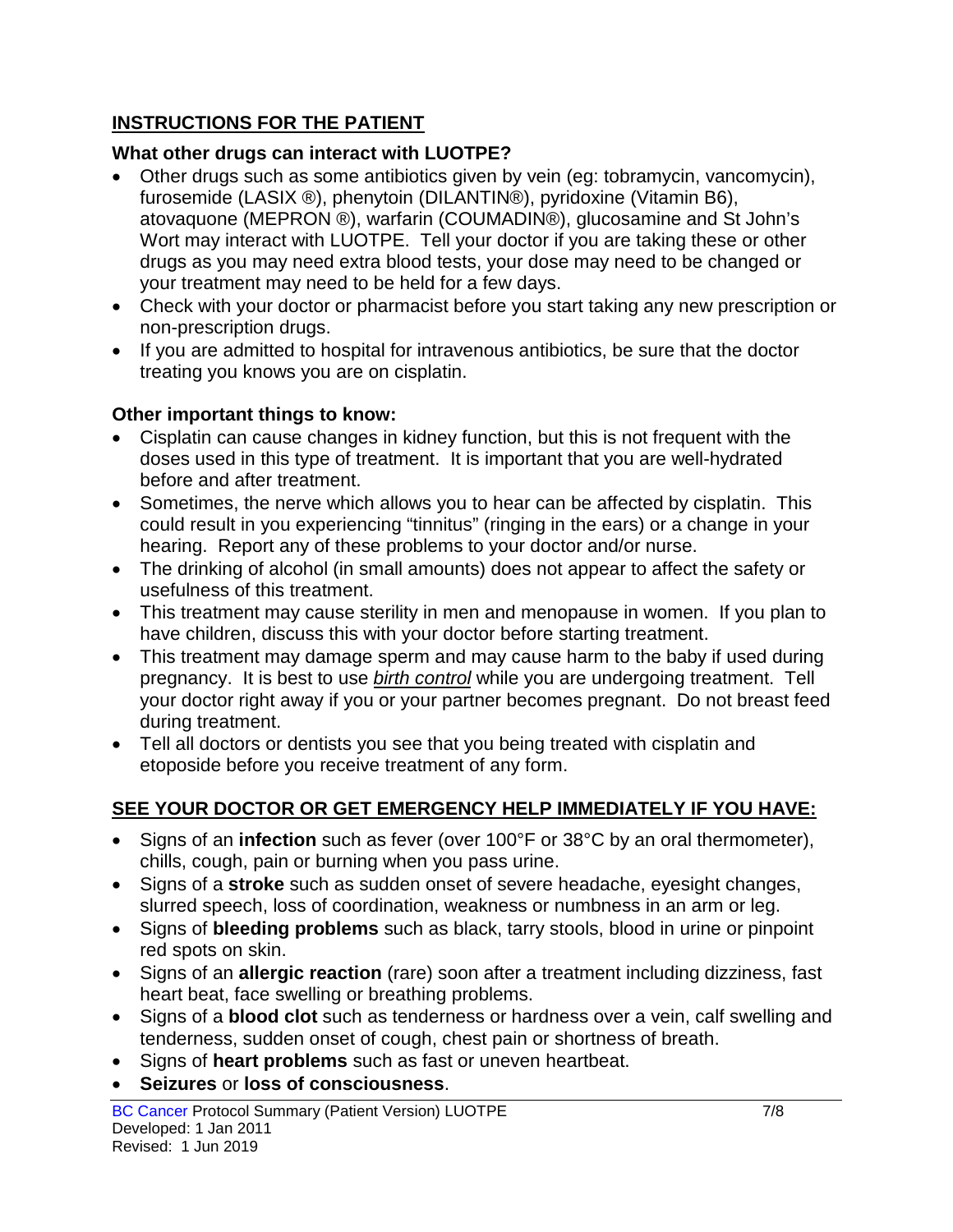## INSTRUCTIONS FOR THE PATIENT

### What other drugs can interact with LUOTPE?

- Other drugs such as some antibiotics given by vein (eg: tobramycin, vancomycin), furosemide (LASIX ®), phenytoin (DILANTIN®), pyridoxine (Vitamin B6), atovaquone (MEPRON ®), warfarin (COUMADIN®), glucosamine and St John's Wort may interact with LUOTPE. Tell your doctor if you are taking these or other drugs as you may need extra blood tests, your dose may need to be changed or your treatment may need to be held for a few days.
- Check with your doctor or pharmacist before you start taking any new prescription or non-prescription drugs.
- If you are admitted to hospital for intravenous antibiotics, be sure that the doctor treating you knows you are on cisplatin.

### Other important things to know:

- Cisplatin can cause changes in kidney function, but this is not frequent with the doses used in this type of treatment. It is important that you are well-hydrated before and after treatment.
- Sometimes, the nerve which allows you to hear can be affected by cisplatin. This could result in you experiencing "tinnitus" (ringing in the ears) or a change in your hearing. Report any of these problems to your doctor and/or nurse.
- The drinking of alcohol (in small amounts) does not appear to affect the safety or usefulness of this treatment.
- This treatment may cause sterility in men and menopause in women. If you plan to have children, discuss this with your doctor before starting treatment.
- This treatment may damage sperm and may cause harm to the baby if used during pregnancy. It is best to use *birth control* while you are undergoing treatment. Tell your doctor right away if you or your partner becomes pregnant. Do not breast feed during treatment.
- Tell all doctors or dentists you see that you being treated with cisplatin and etoposide before you receive treatment of any form.

## SEE YOUR DOCTOR OR GET EMERGENCY HELP IMMEDIATELY IF YOU HAVE:

- Signs of an **infection** such as fever (over 100°F or 38°C by an oral thermometer), chills, cough, pain or burning when you pass urine.
- Signs of a **stroke** such as sudden onset of severe headache, eyesight changes, slurred speech, loss of coordination, weakness or numbness in an arm or leg.
- Signs of **bleeding problems** such as black, tarry stools, blood in urine or pinpoint red spots on skin.
- Signs of an **allergic reaction** (rare) soon after a treatment including dizziness, fast heart beat, face swelling or breathing problems.
- Signs of a **blood clot** such as tenderness or hardness over a vein, calf swelling and tenderness, sudden onset of cough, chest pain or shortness of breath.
- Signs of **heart problems** such as fast or uneven heartbeat.
- **Seizures** or **loss of consciousness**.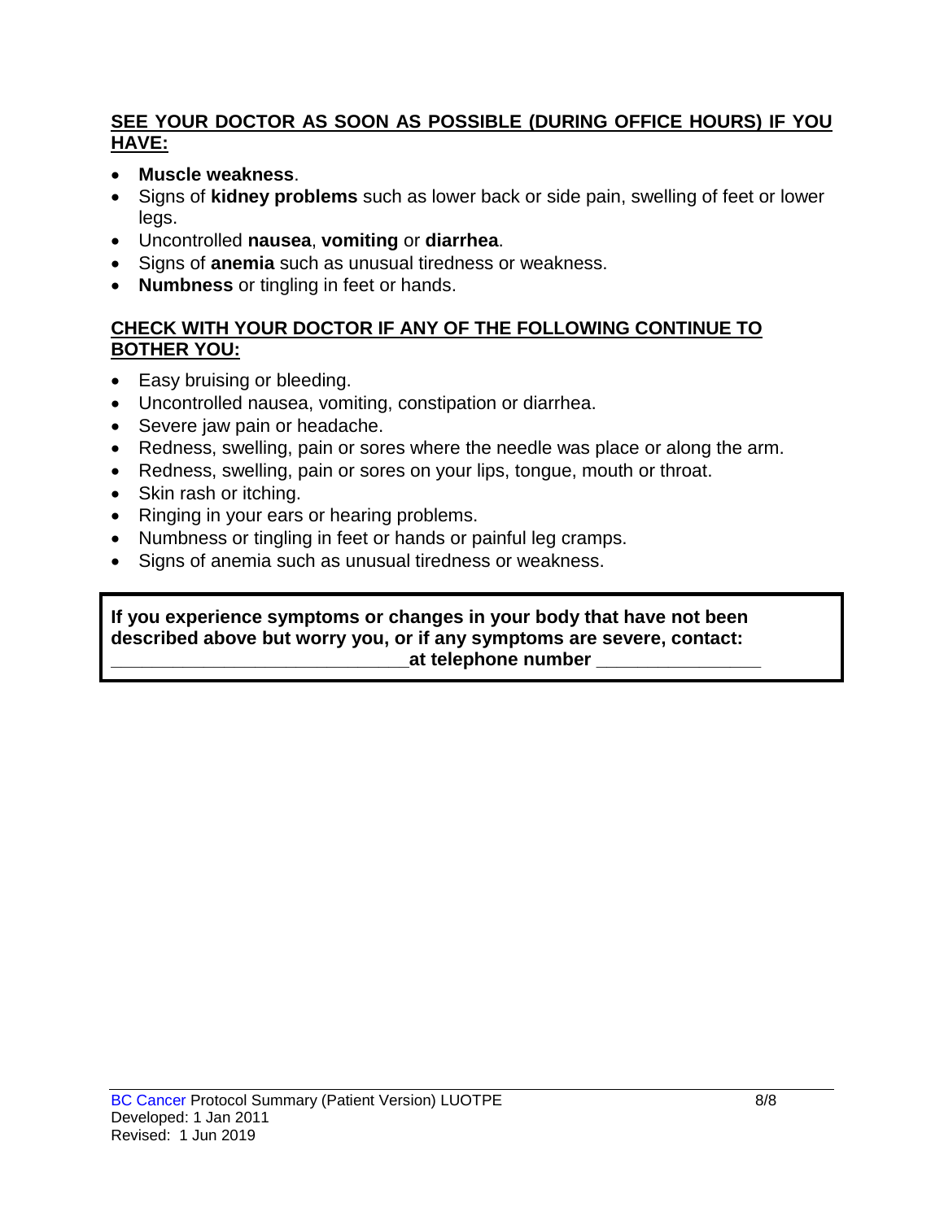**<u>SEE YOUR DOCTOR AS SOON AS POSSIBLE (DURING OFFICE HOURS) IF YOU HAVE:</u>**

- **Muscle weakness**.
- Signs of **kidney problems** such as lower back or side pain, swelling of feet or lower legs.
- Uncontrolled **nausea**, **vomiting** or **diarrhea**.
- Signs of **anemia** such as unusual tiredness or weakness.
- **Numbness** or tingling in feet or hands.

**<u>CHECK WITH YOUR DOCTOR IF ANY OF THE FOLLOWING CONTINUE TO BOTHER YOU:</u>**

- Easy bruising or bleeding.
- Uncontrolled nausea, vomiting, constipation or diarrhea.
- Severe jaw pain or headache.
- Redness, swelling, pain or sores where the needle was place or along the arm.
- Redness, swelling, pain or sores on your lips, tongue, mouth or throat.
- Skin rash or itching.
- Ringing in your ears or hearing problems.
- Numbness or tingling in feet or hands or painful leg cramps.
- Signs of anemia such as unusual tiredness or weakness.

**If you experience symptoms or changes in your body that have not been described above but worry you, or if any symptoms are severe, contact: ____________________________at telephone number ________________**